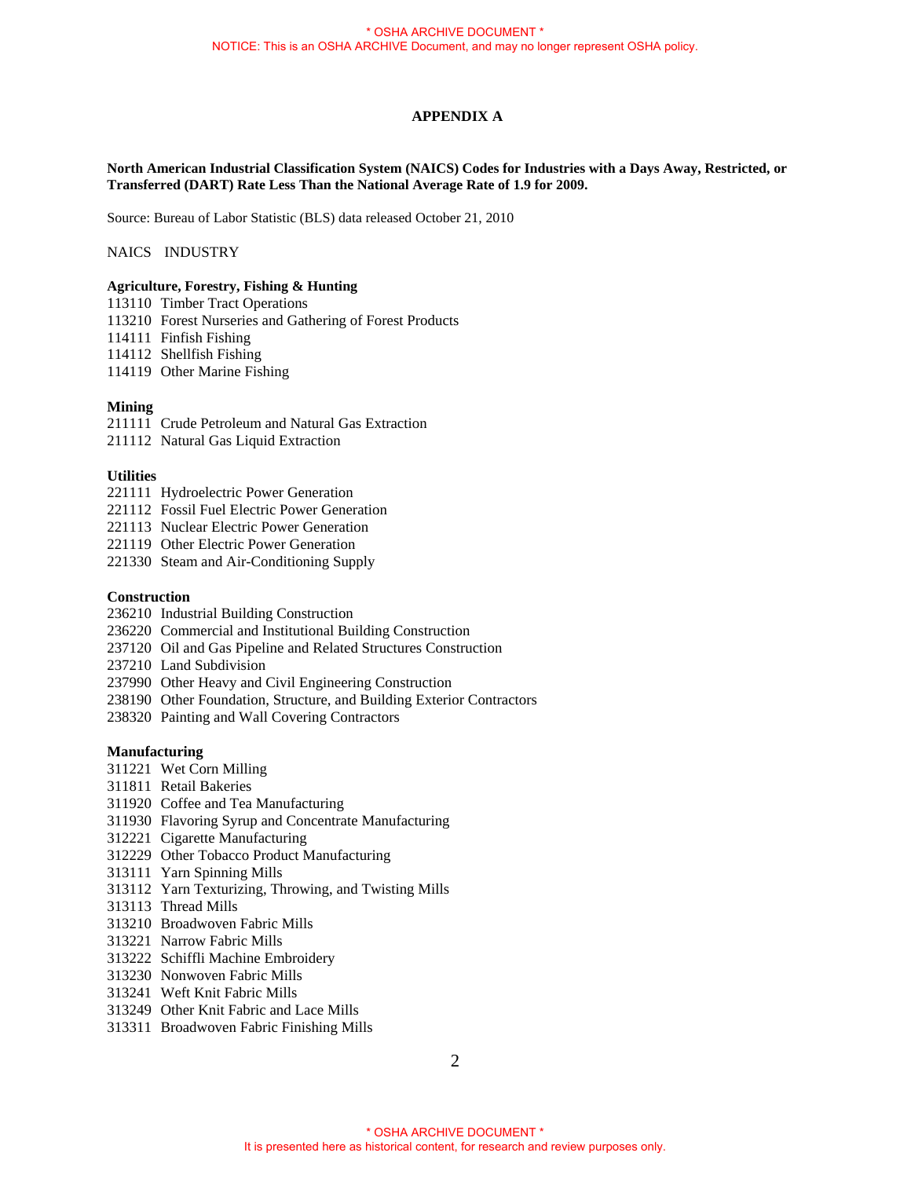# APPENDIX A

**North American Industrial Classification System (NAICS) Codes for Industries with a Days Away, Restricted, or Transferred (DART) Rate Less Than the National Average Rate of 1.9 for 2009.**

Source: Bureau of Labor Statistic (BLS) data released October 21, 2010

NAICS INDUSTRY

**Agriculture, Forestry, Fishing & Hunting**

113110 Timber Tract Operations
113210 Forest Nurseries and Gathering of Forest Products
114111 Finfish Fishing
114112 Shellfish Fishing
114119 Other Marine Fishing

**Mining**

211111 Crude Petroleum and Natural Gas Extraction
211112 Natural Gas Liquid Extraction

**Utilities**

221111 Hydroelectric Power Generation
221112 Fossil Fuel Electric Power Generation
221113 Nuclear Electric Power Generation
221119 Other Electric Power Generation
221330 Steam and Air-Conditioning Supply

**Construction**

236210 Industrial Building Construction
236220 Commercial and Institutional Building Construction
237120 Oil and Gas Pipeline and Related Structures Construction
237210 Land Subdivision
237990 Other Heavy and Civil Engineering Construction
238190 Other Foundation, Structure, and Building Exterior Contractors
238320 Painting and Wall Covering Contractors

**Manufacturing**

311221 Wet Corn Milling
311811 Retail Bakeries
311920 Coffee and Tea Manufacturing
311930 Flavoring Syrup and Concentrate Manufacturing
312221 Cigarette Manufacturing
312229 Other Tobacco Product Manufacturing
313111 Yarn Spinning Mills
313112 Yarn Texturizing, Throwing, and Twisting Mills
313113 Thread Mills
313210 Broadwoven Fabric Mills
313221 Narrow Fabric Mills
313222 Schiffli Machine Embroidery
313230 Nonwoven Fabric Mills
313241 Weft Knit Fabric Mills
313249 Other Knit Fabric and Lace Mills
313311 Broadwoven Fabric Finishing Mills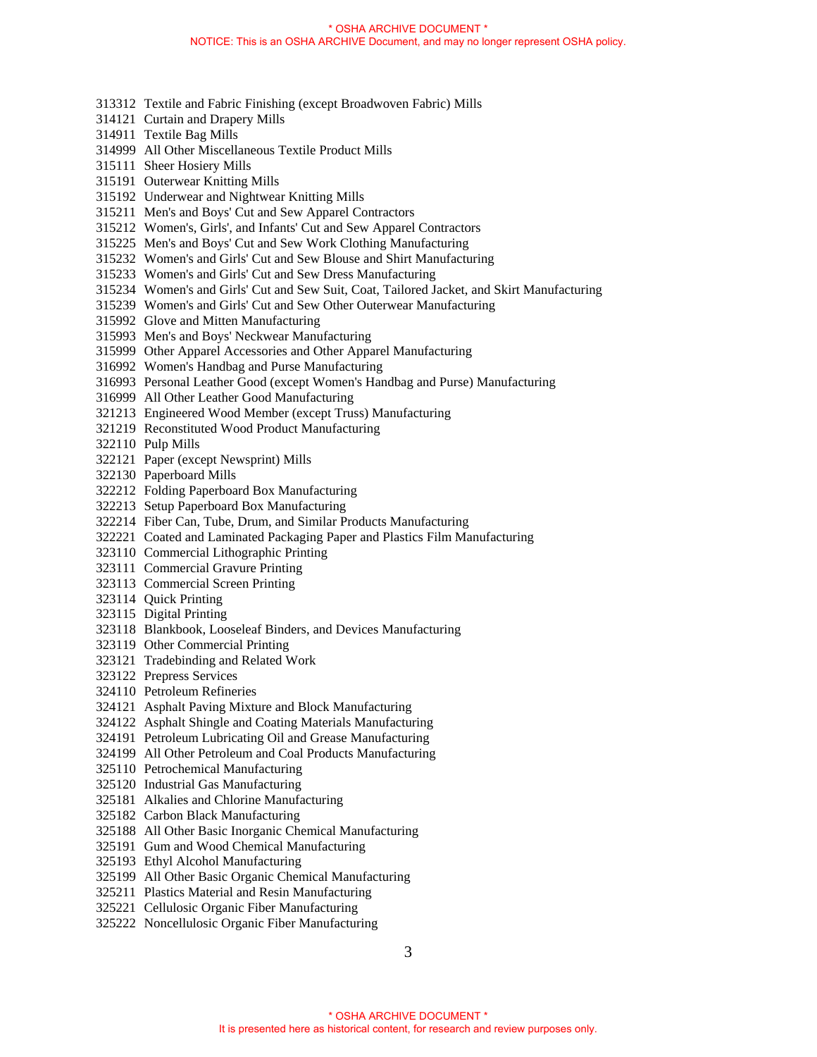313312 Textile and Fabric Finishing (except Broadwoven Fabric) Mills
314121 Curtain and Drapery Mills
314911 Textile Bag Mills
314999 All Other Miscellaneous Textile Product Mills
315111 Sheer Hosiery Mills
315191 Outerwear Knitting Mills
315192 Underwear and Nightwear Knitting Mills
315211 Men's and Boys' Cut and Sew Apparel Contractors
315212 Women's, Girls', and Infants' Cut and Sew Apparel Contractors
315225 Men's and Boys' Cut and Sew Work Clothing Manufacturing
315232 Women's and Girls' Cut and Sew Blouse and Shirt Manufacturing
315233 Women's and Girls' Cut and Sew Dress Manufacturing
315234 Women's and Girls' Cut and Sew Suit, Coat, Tailored Jacket, and Skirt Manufacturing
315239 Women's and Girls' Cut and Sew Other Outerwear Manufacturing
315992 Glove and Mitten Manufacturing
315993 Men's and Boys' Neckwear Manufacturing
315999 Other Apparel Accessories and Other Apparel Manufacturing
316992 Women's Handbag and Purse Manufacturing
316993 Personal Leather Good (except Women's Handbag and Purse) Manufacturing
316999 All Other Leather Good Manufacturing
321213 Engineered Wood Member (except Truss) Manufacturing
321219 Reconstituted Wood Product Manufacturing
322110 Pulp Mills
322121 Paper (except Newsprint) Mills
322130 Paperboard Mills
322212 Folding Paperboard Box Manufacturing
322213 Setup Paperboard Box Manufacturing
322214 Fiber Can, Tube, Drum, and Similar Products Manufacturing
322221 Coated and Laminated Packaging Paper and Plastics Film Manufacturing
323110 Commercial Lithographic Printing
323111 Commercial Gravure Printing
323113 Commercial Screen Printing
323114 Quick Printing
323115 Digital Printing
323118 Blankbook, Looseleaf Binders, and Devices Manufacturing
323119 Other Commercial Printing
323121 Tradebinding and Related Work
323122 Prepress Services
324110 Petroleum Refineries
324121 Asphalt Paving Mixture and Block Manufacturing
324122 Asphalt Shingle and Coating Materials Manufacturing
324191 Petroleum Lubricating Oil and Grease Manufacturing
324199 All Other Petroleum and Coal Products Manufacturing
325110 Petrochemical Manufacturing
325120 Industrial Gas Manufacturing
325181 Alkalies and Chlorine Manufacturing
325182 Carbon Black Manufacturing
325188 All Other Basic Inorganic Chemical Manufacturing
325191 Gum and Wood Chemical Manufacturing
325193 Ethyl Alcohol Manufacturing
325199 All Other Basic Organic Chemical Manufacturing
325211 Plastics Material and Resin Manufacturing
325221 Cellulosic Organic Fiber Manufacturing
325222 Noncellulosic Organic Fiber Manufacturing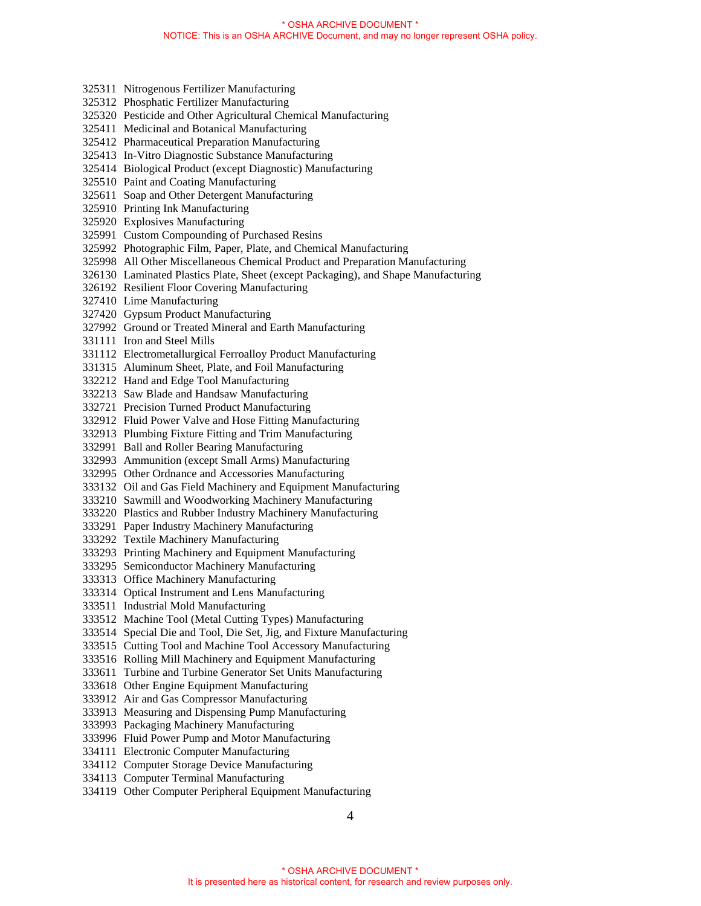325311 Nitrogenous Fertilizer Manufacturing
325312 Phosphatic Fertilizer Manufacturing
325320 Pesticide and Other Agricultural Chemical Manufacturing
325411 Medicinal and Botanical Manufacturing
325412 Pharmaceutical Preparation Manufacturing
325413 In-Vitro Diagnostic Substance Manufacturing
325414 Biological Product (except Diagnostic) Manufacturing
325510 Paint and Coating Manufacturing
325611 Soap and Other Detergent Manufacturing
325910 Printing Ink Manufacturing
325920 Explosives Manufacturing
325991 Custom Compounding of Purchased Resins
325992 Photographic Film, Paper, Plate, and Chemical Manufacturing
325998 All Other Miscellaneous Chemical Product and Preparation Manufacturing
326130 Laminated Plastics Plate, Sheet (except Packaging), and Shape Manufacturing
326192 Resilient Floor Covering Manufacturing
327410 Lime Manufacturing
327420 Gypsum Product Manufacturing
327992 Ground or Treated Mineral and Earth Manufacturing
331111 Iron and Steel Mills
331112 Electrometallurgical Ferroalloy Product Manufacturing
331315 Aluminum Sheet, Plate, and Foil Manufacturing
332212 Hand and Edge Tool Manufacturing
332213 Saw Blade and Handsaw Manufacturing
332721 Precision Turned Product Manufacturing
332912 Fluid Power Valve and Hose Fitting Manufacturing
332913 Plumbing Fixture Fitting and Trim Manufacturing
332991 Ball and Roller Bearing Manufacturing
332993 Ammunition (except Small Arms) Manufacturing
332995 Other Ordnance and Accessories Manufacturing
333132 Oil and Gas Field Machinery and Equipment Manufacturing
333210 Sawmill and Woodworking Machinery Manufacturing
333220 Plastics and Rubber Industry Machinery Manufacturing
333291 Paper Industry Machinery Manufacturing
333292 Textile Machinery Manufacturing
333293 Printing Machinery and Equipment Manufacturing
333295 Semiconductor Machinery Manufacturing
333313 Office Machinery Manufacturing
333314 Optical Instrument and Lens Manufacturing
333511 Industrial Mold Manufacturing
333512 Machine Tool (Metal Cutting Types) Manufacturing
333514 Special Die and Tool, Die Set, Jig, and Fixture Manufacturing
333515 Cutting Tool and Machine Tool Accessory Manufacturing
333516 Rolling Mill Machinery and Equipment Manufacturing
333611 Turbine and Turbine Generator Set Units Manufacturing
333618 Other Engine Equipment Manufacturing
333912 Air and Gas Compressor Manufacturing
333913 Measuring and Dispensing Pump Manufacturing
333993 Packaging Machinery Manufacturing
333996 Fluid Power Pump and Motor Manufacturing
334111 Electronic Computer Manufacturing
334112 Computer Storage Device Manufacturing
334113 Computer Terminal Manufacturing
334119 Other Computer Peripheral Equipment Manufacturing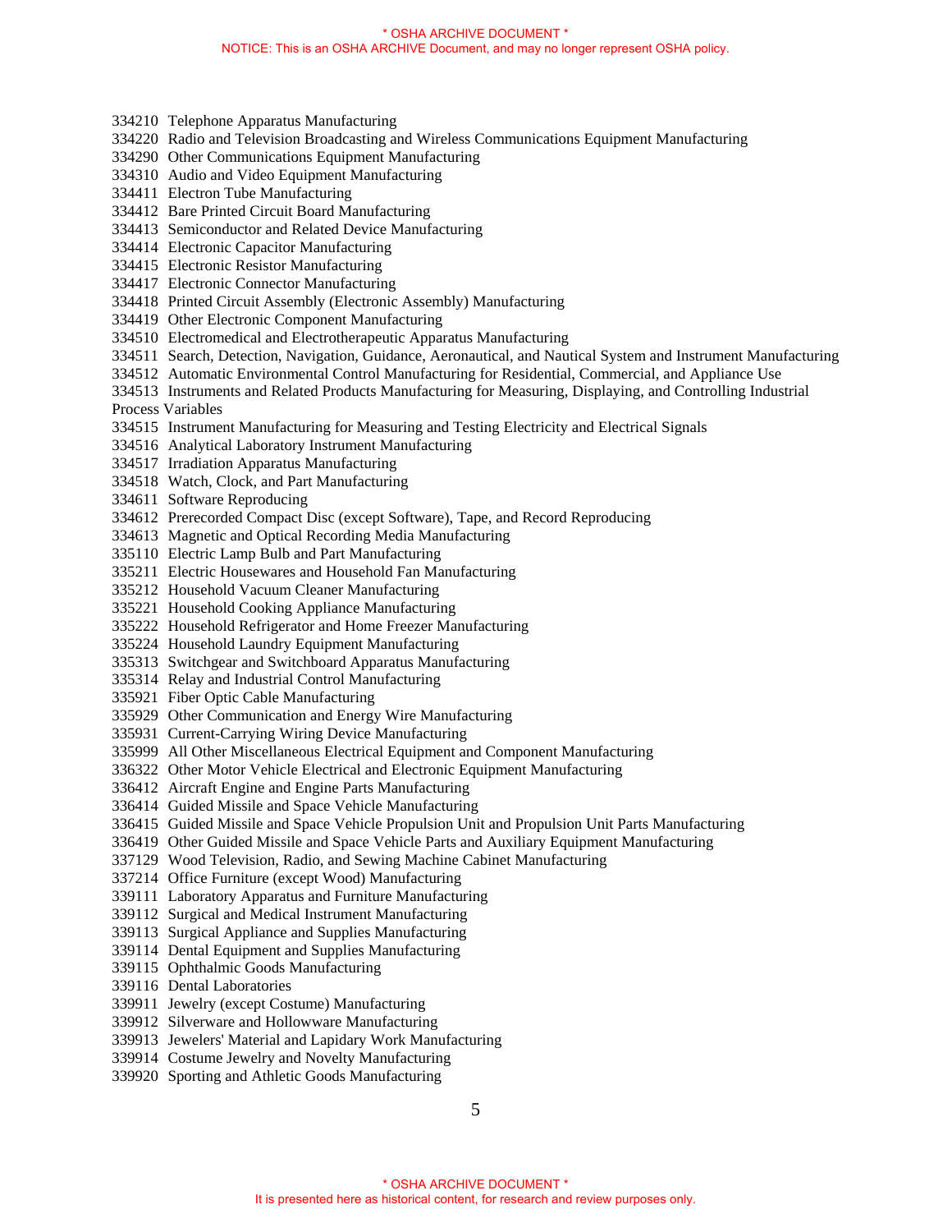334210 Telephone Apparatus Manufacturing
334220 Radio and Television Broadcasting and Wireless Communications Equipment Manufacturing
334290 Other Communications Equipment Manufacturing
334310 Audio and Video Equipment Manufacturing
334411 Electron Tube Manufacturing
334412 Bare Printed Circuit Board Manufacturing
334413 Semiconductor and Related Device Manufacturing
334414 Electronic Capacitor Manufacturing
334415 Electronic Resistor Manufacturing
334417 Electronic Connector Manufacturing
334418 Printed Circuit Assembly (Electronic Assembly) Manufacturing
334419 Other Electronic Component Manufacturing
334510 Electromedical and Electrotherapeutic Apparatus Manufacturing
334511 Search, Detection, Navigation, Guidance, Aeronautical, and Nautical System and Instrument Manufacturing
334512 Automatic Environmental Control Manufacturing for Residential, Commercial, and Appliance Use
334513 Instruments and Related Products Manufacturing for Measuring, Displaying, and Controlling Industrial Process Variables
334515 Instrument Manufacturing for Measuring and Testing Electricity and Electrical Signals
334516 Analytical Laboratory Instrument Manufacturing
334517 Irradiation Apparatus Manufacturing
334518 Watch, Clock, and Part Manufacturing
334611 Software Reproducing
334612 Prerecorded Compact Disc (except Software), Tape, and Record Reproducing
334613 Magnetic and Optical Recording Media Manufacturing
335110 Electric Lamp Bulb and Part Manufacturing
335211 Electric Housewares and Household Fan Manufacturing
335212 Household Vacuum Cleaner Manufacturing
335221 Household Cooking Appliance Manufacturing
335222 Household Refrigerator and Home Freezer Manufacturing
335224 Household Laundry Equipment Manufacturing
335313 Switchgear and Switchboard Apparatus Manufacturing
335314 Relay and Industrial Control Manufacturing
335921 Fiber Optic Cable Manufacturing
335929 Other Communication and Energy Wire Manufacturing
335931 Current-Carrying Wiring Device Manufacturing
335999 All Other Miscellaneous Electrical Equipment and Component Manufacturing
336322 Other Motor Vehicle Electrical and Electronic Equipment Manufacturing
336412 Aircraft Engine and Engine Parts Manufacturing
336414 Guided Missile and Space Vehicle Manufacturing
336415 Guided Missile and Space Vehicle Propulsion Unit and Propulsion Unit Parts Manufacturing
336419 Other Guided Missile and Space Vehicle Parts and Auxiliary Equipment Manufacturing
337129 Wood Television, Radio, and Sewing Machine Cabinet Manufacturing
337214 Office Furniture (except Wood) Manufacturing
339111 Laboratory Apparatus and Furniture Manufacturing
339112 Surgical and Medical Instrument Manufacturing
339113 Surgical Appliance and Supplies Manufacturing
339114 Dental Equipment and Supplies Manufacturing
339115 Ophthalmic Goods Manufacturing
339116 Dental Laboratories
339911 Jewelry (except Costume) Manufacturing
339912 Silverware and Hollowware Manufacturing
339913 Jewelers' Material and Lapidary Work Manufacturing
339914 Costume Jewelry and Novelty Manufacturing
339920 Sporting and Athletic Goods Manufacturing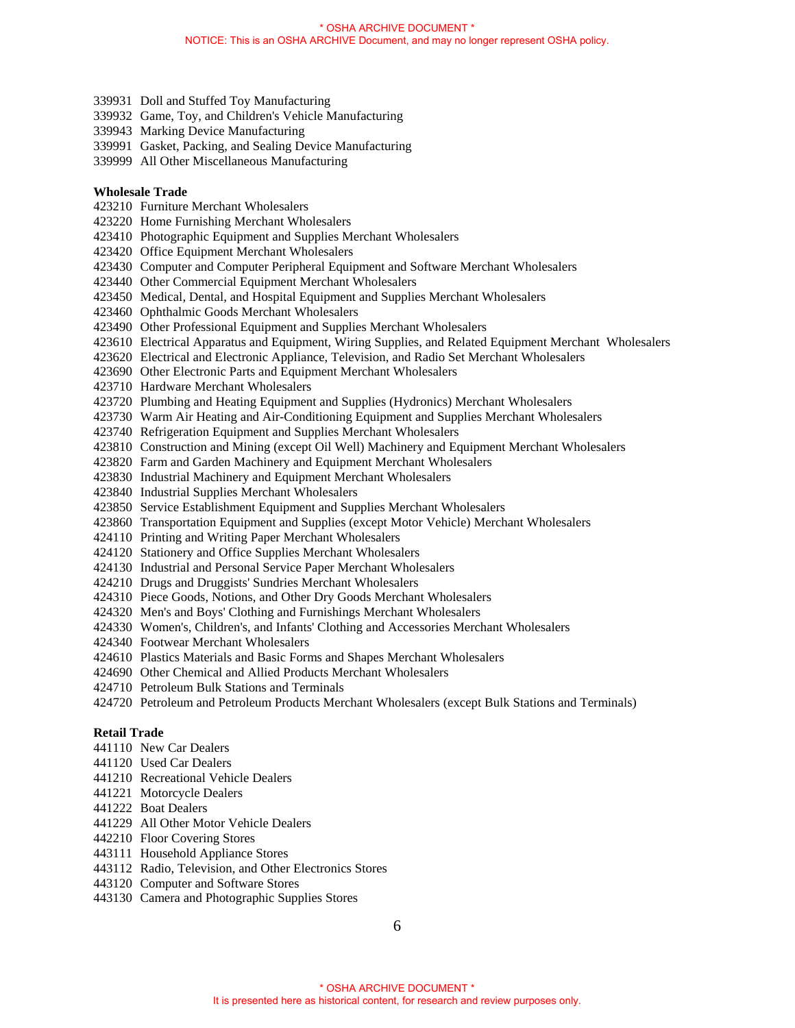339931 Doll and Stuffed Toy Manufacturing
339932 Game, Toy, and Children's Vehicle Manufacturing
339943 Marking Device Manufacturing
339991 Gasket, Packing, and Sealing Device Manufacturing
339999 All Other Miscellaneous Manufacturing

**Wholesale Trade**
423210 Furniture Merchant Wholesalers
423220 Home Furnishing Merchant Wholesalers
423410 Photographic Equipment and Supplies Merchant Wholesalers
423420 Office Equipment Merchant Wholesalers
423430 Computer and Computer Peripheral Equipment and Software Merchant Wholesalers
423440 Other Commercial Equipment Merchant Wholesalers
423450 Medical, Dental, and Hospital Equipment and Supplies Merchant Wholesalers
423460 Ophthalmic Goods Merchant Wholesalers
423490 Other Professional Equipment and Supplies Merchant Wholesalers
423610 Electrical Apparatus and Equipment, Wiring Supplies, and Related Equipment Merchant Wholesalers
423620 Electrical and Electronic Appliance, Television, and Radio Set Merchant Wholesalers
423690 Other Electronic Parts and Equipment Merchant Wholesalers
423710 Hardware Merchant Wholesalers
423720 Plumbing and Heating Equipment and Supplies (Hydronics) Merchant Wholesalers
423730 Warm Air Heating and Air-Conditioning Equipment and Supplies Merchant Wholesalers
423740 Refrigeration Equipment and Supplies Merchant Wholesalers
423810 Construction and Mining (except Oil Well) Machinery and Equipment Merchant Wholesalers
423820 Farm and Garden Machinery and Equipment Merchant Wholesalers
423830 Industrial Machinery and Equipment Merchant Wholesalers
423840 Industrial Supplies Merchant Wholesalers
423850 Service Establishment Equipment and Supplies Merchant Wholesalers
423860 Transportation Equipment and Supplies (except Motor Vehicle) Merchant Wholesalers
424110 Printing and Writing Paper Merchant Wholesalers
424120 Stationery and Office Supplies Merchant Wholesalers
424130 Industrial and Personal Service Paper Merchant Wholesalers
424210 Drugs and Druggists' Sundries Merchant Wholesalers
424310 Piece Goods, Notions, and Other Dry Goods Merchant Wholesalers
424320 Men's and Boys' Clothing and Furnishings Merchant Wholesalers
424330 Women's, Children's, and Infants' Clothing and Accessories Merchant Wholesalers
424340 Footwear Merchant Wholesalers
424610 Plastics Materials and Basic Forms and Shapes Merchant Wholesalers
424690 Other Chemical and Allied Products Merchant Wholesalers
424710 Petroleum Bulk Stations and Terminals
424720 Petroleum and Petroleum Products Merchant Wholesalers (except Bulk Stations and Terminals)

**Retail Trade**
441110 New Car Dealers
441120 Used Car Dealers
441210 Recreational Vehicle Dealers
441221 Motorcycle Dealers
441222 Boat Dealers
441229 All Other Motor Vehicle Dealers
442210 Floor Covering Stores
443111 Household Appliance Stores
443112 Radio, Television, and Other Electronics Stores
443120 Computer and Software Stores
443130 Camera and Photographic Supplies Stores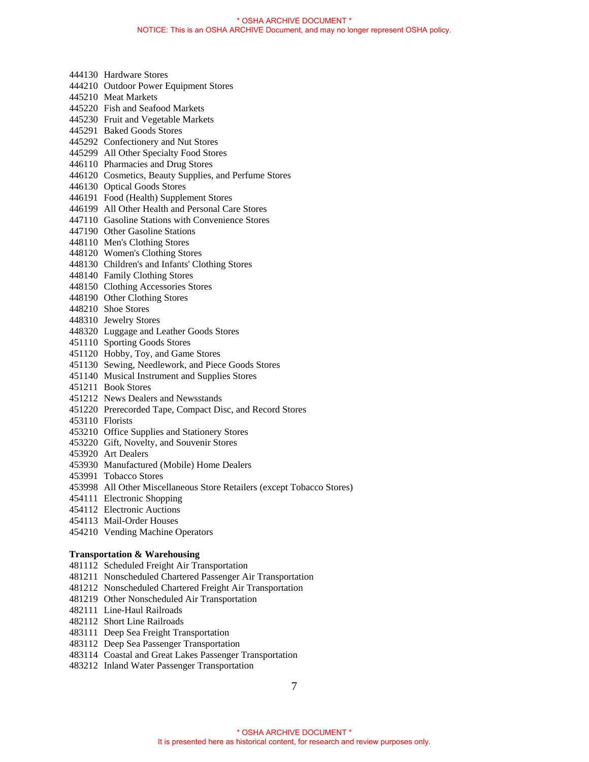444130 Hardware Stores
444210 Outdoor Power Equipment Stores
445210 Meat Markets
445220 Fish and Seafood Markets
445230 Fruit and Vegetable Markets
445291 Baked Goods Stores
445292 Confectionery and Nut Stores
445299 All Other Specialty Food Stores
446110 Pharmacies and Drug Stores
446120 Cosmetics, Beauty Supplies, and Perfume Stores
446130 Optical Goods Stores
446191 Food (Health) Supplement Stores
446199 All Other Health and Personal Care Stores
447110 Gasoline Stations with Convenience Stores
447190 Other Gasoline Stations
448110 Men's Clothing Stores
448120 Women's Clothing Stores
448130 Children's and Infants' Clothing Stores
448140 Family Clothing Stores
448150 Clothing Accessories Stores
448190 Other Clothing Stores
448210 Shoe Stores
448310 Jewelry Stores
448320 Luggage and Leather Goods Stores
451110 Sporting Goods Stores
451120 Hobby, Toy, and Game Stores
451130 Sewing, Needlework, and Piece Goods Stores
451140 Musical Instrument and Supplies Stores
451211 Book Stores
451212 News Dealers and Newsstands
451220 Prerecorded Tape, Compact Disc, and Record Stores
453110 Florists
453210 Office Supplies and Stationery Stores
453220 Gift, Novelty, and Souvenir Stores
453920 Art Dealers
453930 Manufactured (Mobile) Home Dealers
453991 Tobacco Stores
453998 All Other Miscellaneous Store Retailers (except Tobacco Stores)
454111 Electronic Shopping
454112 Electronic Auctions
454113 Mail-Order Houses
454210 Vending Machine Operators

**Transportation & Warehousing**

481112 Scheduled Freight Air Transportation
481211 Nonscheduled Chartered Passenger Air Transportation
481212 Nonscheduled Chartered Freight Air Transportation
481219 Other Nonscheduled Air Transportation
482111 Line-Haul Railroads
482112 Short Line Railroads
483111 Deep Sea Freight Transportation
483112 Deep Sea Passenger Transportation
483114 Coastal and Great Lakes Passenger Transportation
483212 Inland Water Passenger Transportation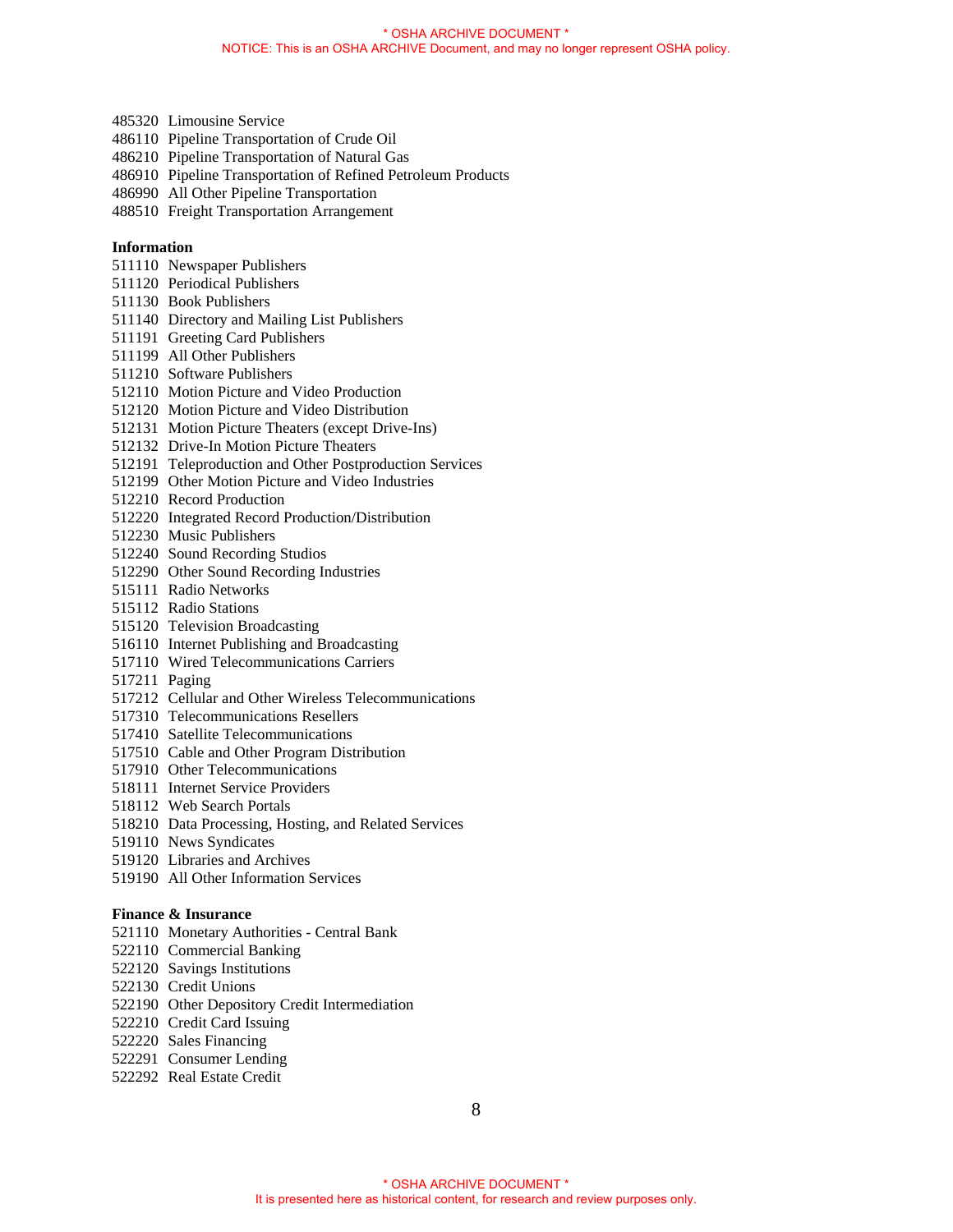485320 Limousine Service
486110 Pipeline Transportation of Crude Oil
486210 Pipeline Transportation of Natural Gas
486910 Pipeline Transportation of Refined Petroleum Products
486990 All Other Pipeline Transportation
488510 Freight Transportation Arrangement

**Information**

511110 Newspaper Publishers
511120 Periodical Publishers
511130 Book Publishers
511140 Directory and Mailing List Publishers
511191 Greeting Card Publishers
511199 All Other Publishers
511210 Software Publishers
512110 Motion Picture and Video Production
512120 Motion Picture and Video Distribution
512131 Motion Picture Theaters (except Drive-Ins)
512132 Drive-In Motion Picture Theaters
512191 Teleproduction and Other Postproduction Services
512199 Other Motion Picture and Video Industries
512210 Record Production
512220 Integrated Record Production/Distribution
512230 Music Publishers
512240 Sound Recording Studios
512290 Other Sound Recording Industries
515111 Radio Networks
515112 Radio Stations
515120 Television Broadcasting
516110 Internet Publishing and Broadcasting
517110 Wired Telecommunications Carriers
517211 Paging
517212 Cellular and Other Wireless Telecommunications
517310 Telecommunications Resellers
517410 Satellite Telecommunications
517510 Cable and Other Program Distribution
517910 Other Telecommunications
518111 Internet Service Providers
518112 Web Search Portals
518210 Data Processing, Hosting, and Related Services
519110 News Syndicates
519120 Libraries and Archives
519190 All Other Information Services

**Finance & Insurance**

521110 Monetary Authorities - Central Bank
522110 Commercial Banking
522120 Savings Institutions
522130 Credit Unions
522190 Other Depository Credit Intermediation
522210 Credit Card Issuing
522220 Sales Financing
522291 Consumer Lending
522292 Real Estate Credit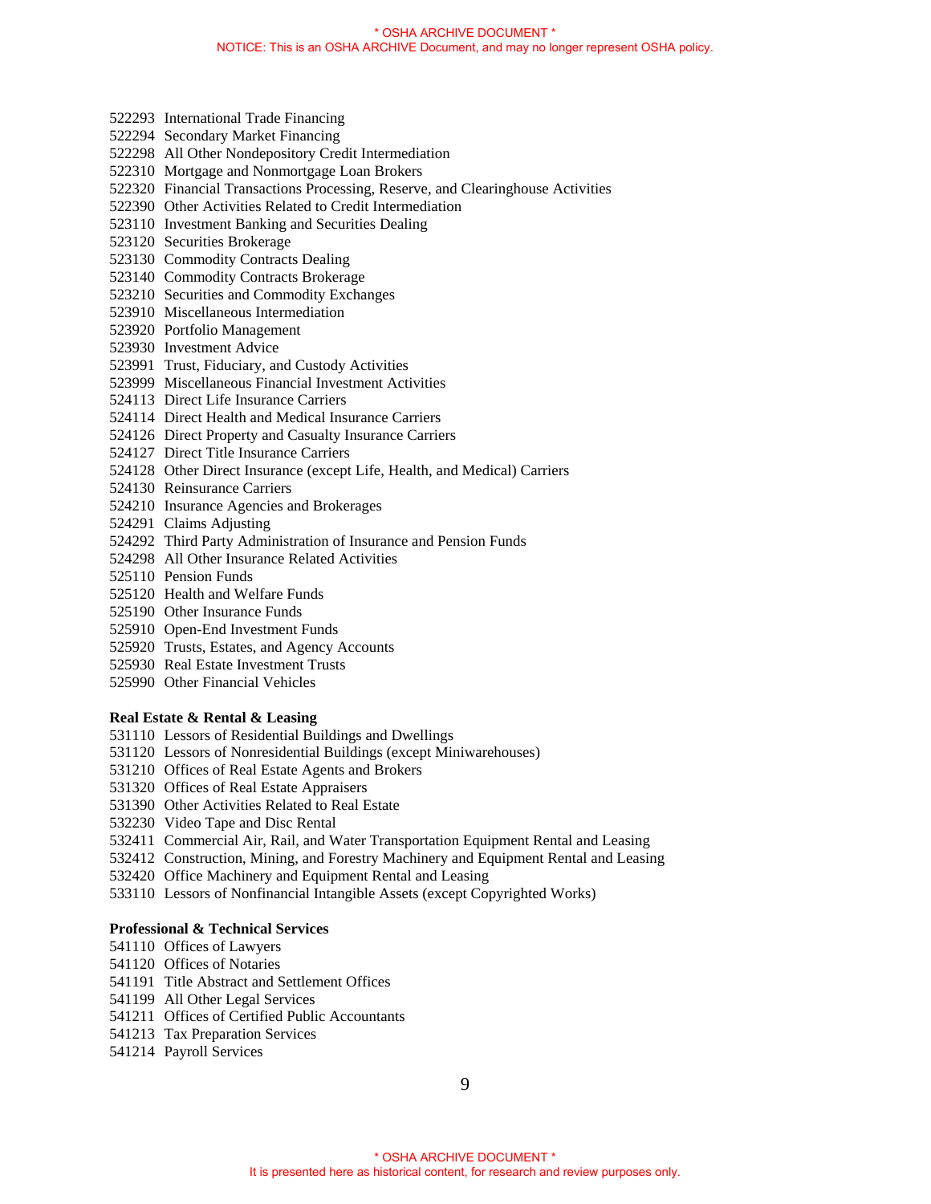522293 International Trade Financing
522294 Secondary Market Financing
522298 All Other Nondepository Credit Intermediation
522310 Mortgage and Nonmortgage Loan Brokers
522320 Financial Transactions Processing, Reserve, and Clearinghouse Activities
522390 Other Activities Related to Credit Intermediation
523110 Investment Banking and Securities Dealing
523120 Securities Brokerage
523130 Commodity Contracts Dealing
523140 Commodity Contracts Brokerage
523210 Securities and Commodity Exchanges
523910 Miscellaneous Intermediation
523920 Portfolio Management
523930 Investment Advice
523991 Trust, Fiduciary, and Custody Activities
523999 Miscellaneous Financial Investment Activities
524113 Direct Life Insurance Carriers
524114 Direct Health and Medical Insurance Carriers
524126 Direct Property and Casualty Insurance Carriers
524127 Direct Title Insurance Carriers
524128 Other Direct Insurance (except Life, Health, and Medical) Carriers
524130 Reinsurance Carriers
524210 Insurance Agencies and Brokerages
524291 Claims Adjusting
524292 Third Party Administration of Insurance and Pension Funds
524298 All Other Insurance Related Activities
525110 Pension Funds
525120 Health and Welfare Funds
525190 Other Insurance Funds
525910 Open-End Investment Funds
525920 Trusts, Estates, and Agency Accounts
525930 Real Estate Investment Trusts
525990 Other Financial Vehicles

**Real Estate & Rental & Leasing**
531110 Lessors of Residential Buildings and Dwellings
531120 Lessors of Nonresidential Buildings (except Miniwarehouses)
531210 Offices of Real Estate Agents and Brokers
531320 Offices of Real Estate Appraisers
531390 Other Activities Related to Real Estate
532230 Video Tape and Disc Rental
532411 Commercial Air, Rail, and Water Transportation Equipment Rental and Leasing
532412 Construction, Mining, and Forestry Machinery and Equipment Rental and Leasing
532420 Office Machinery and Equipment Rental and Leasing
533110 Lessors of Nonfinancial Intangible Assets (except Copyrighted Works)

**Professional & Technical Services**
541110 Offices of Lawyers
541120 Offices of Notaries
541191 Title Abstract and Settlement Offices
541199 All Other Legal Services
541211 Offices of Certified Public Accountants
541213 Tax Preparation Services
541214 Payroll Services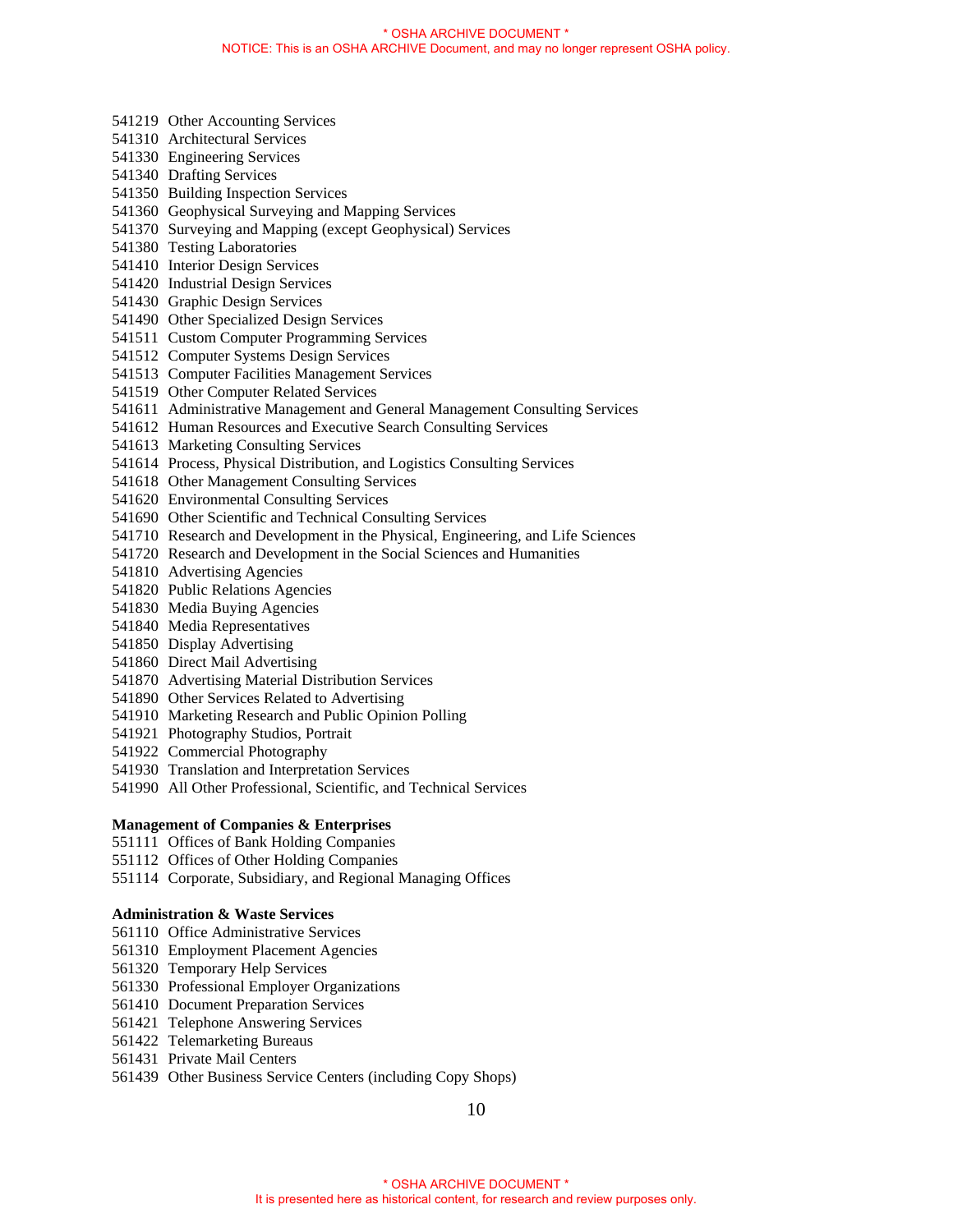541219 Other Accounting Services
541310 Architectural Services
541330 Engineering Services
541340 Drafting Services
541350 Building Inspection Services
541360 Geophysical Surveying and Mapping Services
541370 Surveying and Mapping (except Geophysical) Services
541380 Testing Laboratories
541410 Interior Design Services
541420 Industrial Design Services
541430 Graphic Design Services
541490 Other Specialized Design Services
541511 Custom Computer Programming Services
541512 Computer Systems Design Services
541513 Computer Facilities Management Services
541519 Other Computer Related Services
541611 Administrative Management and General Management Consulting Services
541612 Human Resources and Executive Search Consulting Services
541613 Marketing Consulting Services
541614 Process, Physical Distribution, and Logistics Consulting Services
541618 Other Management Consulting Services
541620 Environmental Consulting Services
541690 Other Scientific and Technical Consulting Services
541710 Research and Development in the Physical, Engineering, and Life Sciences
541720 Research and Development in the Social Sciences and Humanities
541810 Advertising Agencies
541820 Public Relations Agencies
541830 Media Buying Agencies
541840 Media Representatives
541850 Display Advertising
541860 Direct Mail Advertising
541870 Advertising Material Distribution Services
541890 Other Services Related to Advertising
541910 Marketing Research and Public Opinion Polling
541921 Photography Studios, Portrait
541922 Commercial Photography
541930 Translation and Interpretation Services
541990 All Other Professional, Scientific, and Technical Services

**Management of Companies & Enterprises**

551111 Offices of Bank Holding Companies
551112 Offices of Other Holding Companies
551114 Corporate, Subsidiary, and Regional Managing Offices

**Administration & Waste Services**

561110 Office Administrative Services
561310 Employment Placement Agencies
561320 Temporary Help Services
561330 Professional Employer Organizations
561410 Document Preparation Services
561421 Telephone Answering Services
561422 Telemarketing Bureaus
561431 Private Mail Centers
561439 Other Business Service Centers (including Copy Shops)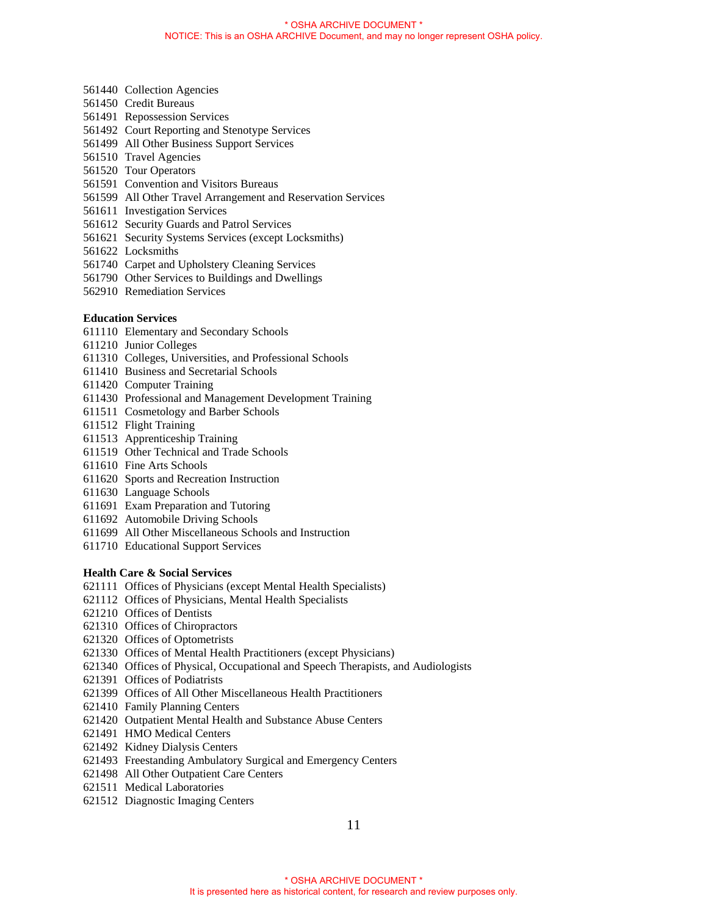561440 Collection Agencies
561450 Credit Bureaus
561491 Repossession Services
561492 Court Reporting and Stenotype Services
561499 All Other Business Support Services
561510 Travel Agencies
561520 Tour Operators
561591 Convention and Visitors Bureaus
561599 All Other Travel Arrangement and Reservation Services
561611 Investigation Services
561612 Security Guards and Patrol Services
561621 Security Systems Services (except Locksmiths)
561622 Locksmiths
561740 Carpet and Upholstery Cleaning Services
561790 Other Services to Buildings and Dwellings
562910 Remediation Services

**Education Services**
611110 Elementary and Secondary Schools
611210 Junior Colleges
611310 Colleges, Universities, and Professional Schools
611410 Business and Secretarial Schools
611420 Computer Training
611430 Professional and Management Development Training
611511 Cosmetology and Barber Schools
611512 Flight Training
611513 Apprenticeship Training
611519 Other Technical and Trade Schools
611610 Fine Arts Schools
611620 Sports and Recreation Instruction
611630 Language Schools
611691 Exam Preparation and Tutoring
611692 Automobile Driving Schools
611699 All Other Miscellaneous Schools and Instruction
611710 Educational Support Services

**Health Care & Social Services**
621111 Offices of Physicians (except Mental Health Specialists)
621112 Offices of Physicians, Mental Health Specialists
621210 Offices of Dentists
621310 Offices of Chiropractors
621320 Offices of Optometrists
621330 Offices of Mental Health Practitioners (except Physicians)
621340 Offices of Physical, Occupational and Speech Therapists, and Audiologists
621391 Offices of Podiatrists
621399 Offices of All Other Miscellaneous Health Practitioners
621410 Family Planning Centers
621420 Outpatient Mental Health and Substance Abuse Centers
621491 HMO Medical Centers
621492 Kidney Dialysis Centers
621493 Freestanding Ambulatory Surgical and Emergency Centers
621498 All Other Outpatient Care Centers
621511 Medical Laboratories
621512 Diagnostic Imaging Centers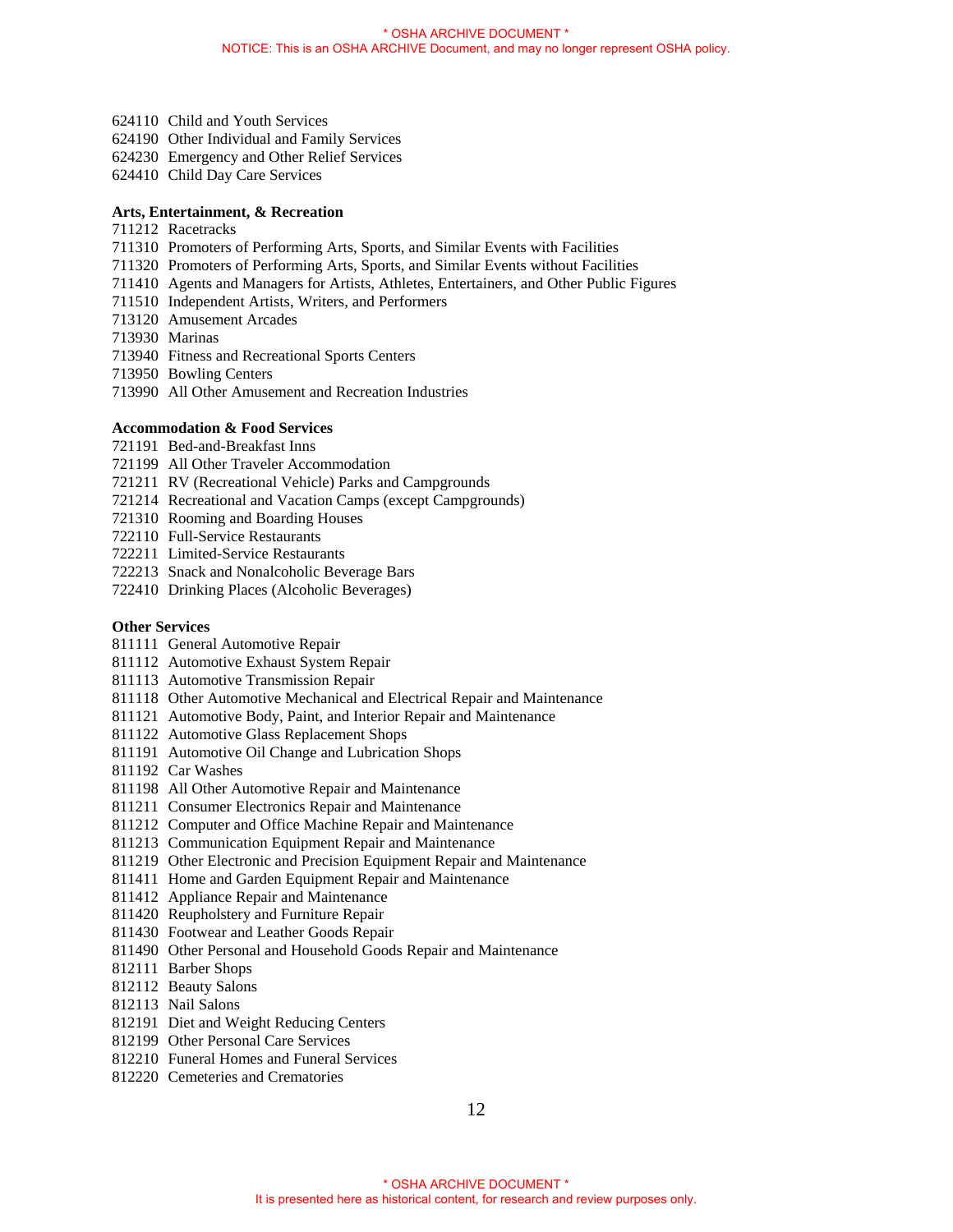624110 Child and Youth Services
624190 Other Individual and Family Services
624230 Emergency and Other Relief Services
624410 Child Day Care Services

**Arts, Entertainment, & Recreation**

711212 Racetracks
711310 Promoters of Performing Arts, Sports, and Similar Events with Facilities
711320 Promoters of Performing Arts, Sports, and Similar Events without Facilities
711410 Agents and Managers for Artists, Athletes, Entertainers, and Other Public Figures
711510 Independent Artists, Writers, and Performers
713120 Amusement Arcades
713930 Marinas
713940 Fitness and Recreational Sports Centers
713950 Bowling Centers
713990 All Other Amusement and Recreation Industries

**Accommodation & Food Services**

721191 Bed-and-Breakfast Inns
721199 All Other Traveler Accommodation
721211 RV (Recreational Vehicle) Parks and Campgrounds
721214 Recreational and Vacation Camps (except Campgrounds)
721310 Rooming and Boarding Houses
722110 Full-Service Restaurants
722211 Limited-Service Restaurants
722213 Snack and Nonalcoholic Beverage Bars
722410 Drinking Places (Alcoholic Beverages)

**Other Services**

811111 General Automotive Repair
811112 Automotive Exhaust System Repair
811113 Automotive Transmission Repair
811118 Other Automotive Mechanical and Electrical Repair and Maintenance
811121 Automotive Body, Paint, and Interior Repair and Maintenance
811122 Automotive Glass Replacement Shops
811191 Automotive Oil Change and Lubrication Shops
811192 Car Washes
811198 All Other Automotive Repair and Maintenance
811211 Consumer Electronics Repair and Maintenance
811212 Computer and Office Machine Repair and Maintenance
811213 Communication Equipment Repair and Maintenance
811219 Other Electronic and Precision Equipment Repair and Maintenance
811411 Home and Garden Equipment Repair and Maintenance
811412 Appliance Repair and Maintenance
811420 Reupholstery and Furniture Repair
811430 Footwear and Leather Goods Repair
811490 Other Personal and Household Goods Repair and Maintenance
812111 Barber Shops
812112 Beauty Salons
812113 Nail Salons
812191 Diet and Weight Reducing Centers
812199 Other Personal Care Services
812210 Funeral Homes and Funeral Services
812220 Cemeteries and Crematories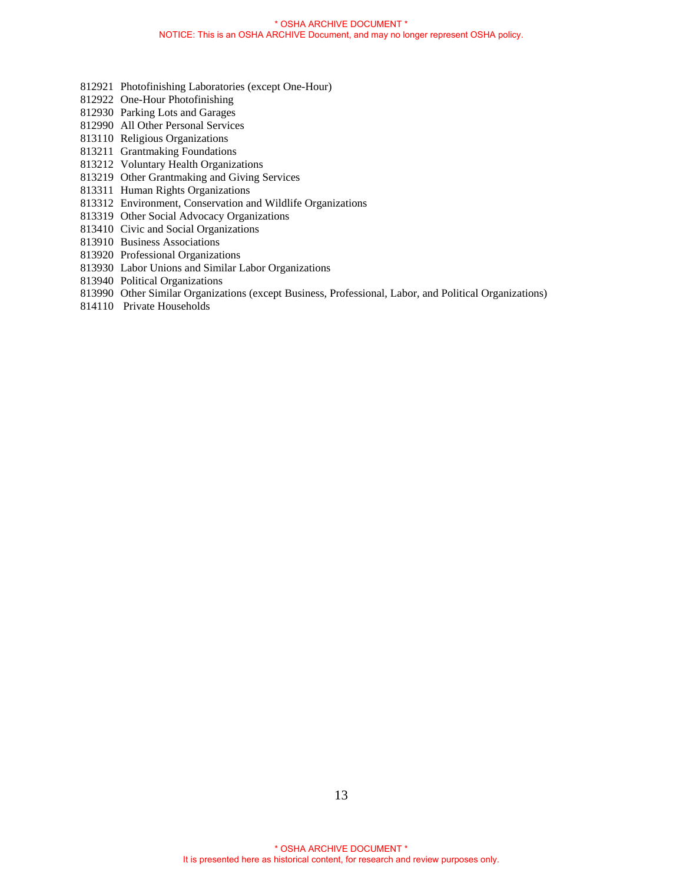812921 Photofinishing Laboratories (except One-Hour)
812922 One-Hour Photofinishing
812930 Parking Lots and Garages
812990 All Other Personal Services
813110 Religious Organizations
813211 Grantmaking Foundations
813212 Voluntary Health Organizations
813219 Other Grantmaking and Giving Services
813311 Human Rights Organizations
813312 Environment, Conservation and Wildlife Organizations
813319 Other Social Advocacy Organizations
813410 Civic and Social Organizations
813910 Business Associations
813920 Professional Organizations
813930 Labor Unions and Similar Labor Organizations
813940 Political Organizations
813990 Other Similar Organizations (except Business, Professional, Labor, and Political Organizations)
814110 Private Households